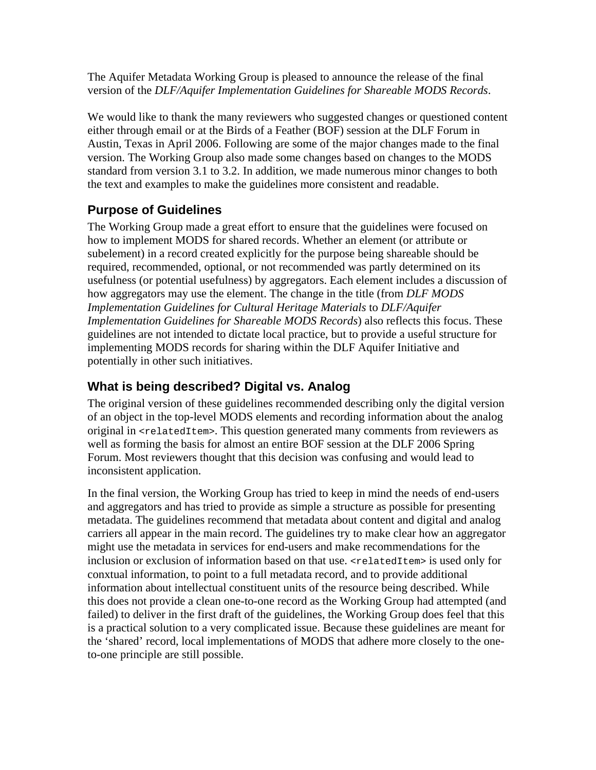The Aquifer Metadata Working Group is pleased to announce the release of the final version of the *DLF/Aquifer Implementation Guidelines for Shareable MODS Records*.

We would like to thank the many reviewers who suggested changes or questioned content either through email or at the Birds of a Feather (BOF) session at the DLF Forum in Austin, Texas in April 2006. Following are some of the major changes made to the final version. The Working Group also made some changes based on changes to the MODS standard from version 3.1 to 3.2. In addition, we made numerous minor changes to both the text and examples to make the guidelines more consistent and readable.

## Purpose of Guidelines

The Working Group made a great effort to ensure that the guidelines were focused on how to implement MODS for shared records. Whether an element (or attribute or subelement) in a record created explicitly for the purpose being shareable should be required, recommended, optional, or not recommended was partly determined on its usefulness (or potential usefulness) by aggregators. Each element includes a discussion of how aggregators may use the element. The change in the title (from *DLF MODS Implementation Guidelines for Cultural Heritage Materials* to *DLF/Aquifer Implementation Guidelines for Shareable MODS Records*) also reflects this focus. These guidelines are not intended to dictate local practice, but to provide a useful structure for implementing MODS records for sharing within the DLF Aquifer Initiative and potentially in other such initiatives.

## What is being described? Digital vs. Analog

The original version of these guidelines recommended describing only the digital version of an object in the top-level MODS elements and recording information about the analog original in `<relatedItem>`. This question generated many comments from reviewers as well as forming the basis for almost an entire BOF session at the DLF 2006 Spring Forum. Most reviewers thought that this decision was confusing and would lead to inconsistent application.

In the final version, the Working Group has tried to keep in mind the needs of end-users and aggregators and has tried to provide as simple a structure as possible for presenting metadata. The guidelines recommend that metadata about content and digital and analog carriers all appear in the main record. The guidelines try to make clear how an aggregator might use the metadata in services for end-users and make recommendations for the inclusion or exclusion of information based on that use. `<relatedItem>` is used only for conxtual information, to point to a full metadata record, and to provide additional information about intellectual constituent units of the resource being described. While this does not provide a clean one-to-one record as the Working Group had attempted (and failed) to deliver in the first draft of the guidelines, the Working Group does feel that this is a practical solution to a very complicated issue. Because these guidelines are meant for the 'shared' record, local implementations of MODS that adhere more closely to the one-to-one principle are still possible.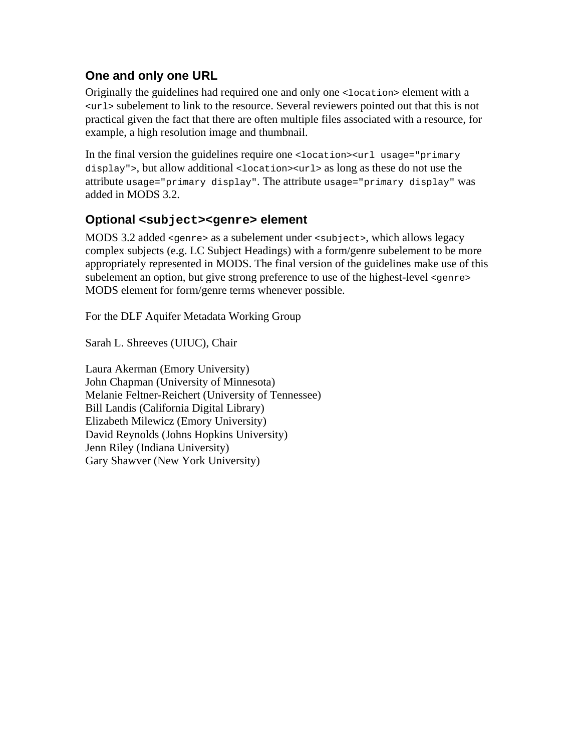### One and only one URL

Originally the guidelines had required one and only one `<location>` element with a `<url>` subelement to link to the resource. Several reviewers pointed out that this is not practical given the fact that there are often multiple files associated with a resource, for example, a high resolution image and thumbnail.

In the final version the guidelines require one `<location><url usage="primary display">`, but allow additional `<location><url>` as long as these do not use the attribute `usage="primary display"`. The attribute `usage="primary display"` was added in MODS 3.2.

### Optional `<subject><genre>` element

MODS 3.2 added `<genre>` as a subelement under `<subject>`, which allows legacy complex subjects (e.g. LC Subject Headings) with a form/genre subelement to be more appropriately represented in MODS. The final version of the guidelines make use of this subelement an option, but give strong preference to use of the highest-level `<genre>` MODS element for form/genre terms whenever possible.

For the DLF Aquifer Metadata Working Group

Sarah L. Shreeves (UIUC), Chair

Laura Akerman (Emory University)
John Chapman (University of Minnesota)
Melanie Feltner-Reichert (University of Tennessee)
Bill Landis (California Digital Library)
Elizabeth Milewicz (Emory University)
David Reynolds (Johns Hopkins University)
Jenn Riley (Indiana University)
Gary Shawver (New York University)